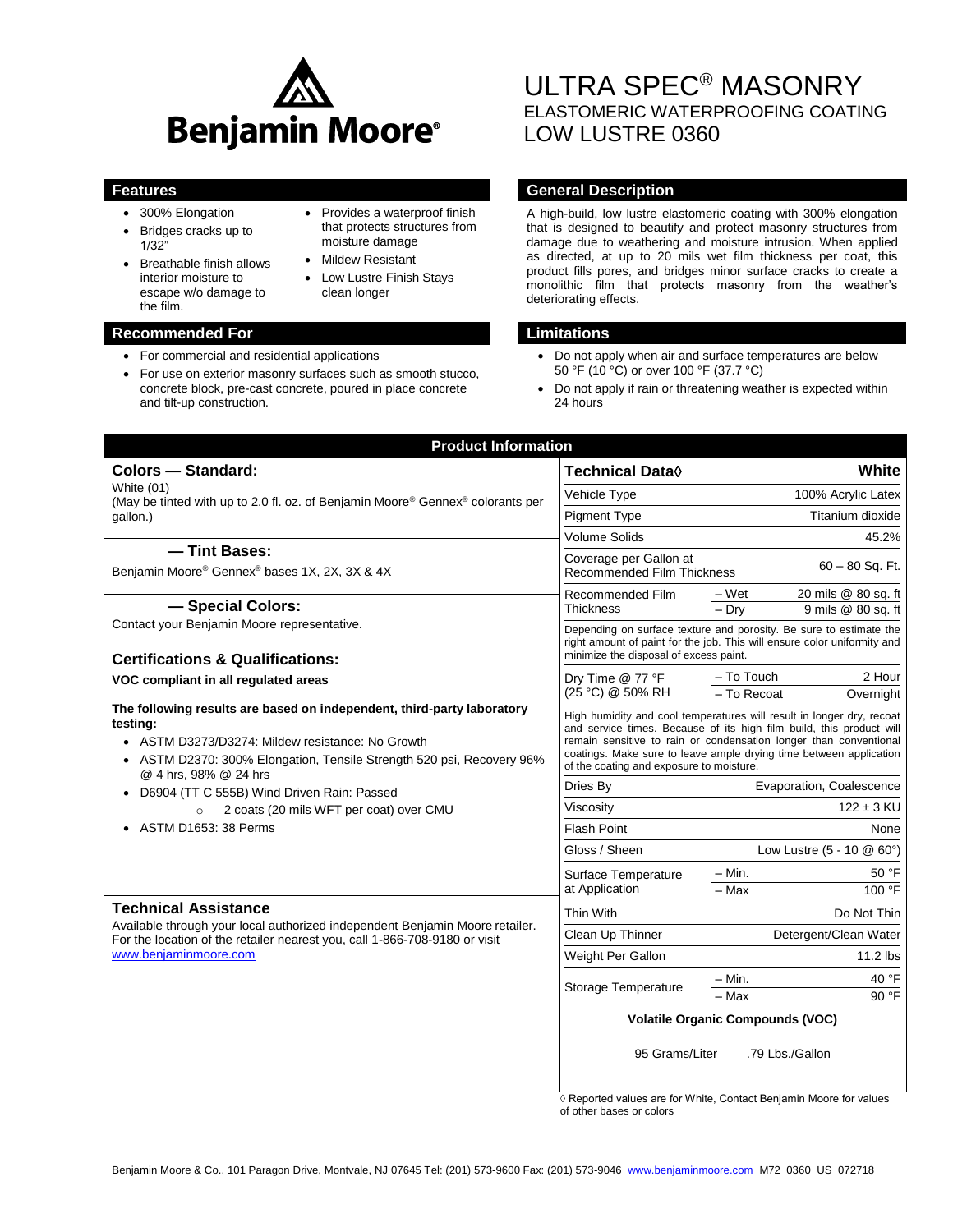# ULTRA SPEC® MASONRY
## ELASTOMERIC WATERPROOFING COATING
## LOW LUSTRE 0360

## Features

- 300% Elongation
- Bridges cracks up to 1/32"
- Breathable finish allows interior moisture to escape w/o damage to the film.
- Provides a waterproof finish that protects structures from moisture damage
- Mildew Resistant
- Low Lustre Finish Stays clean longer

## General Description

A high-build, low lustre elastomeric coating with 300% elongation that is designed to beautify and protect masonry structures from damage due to weathering and moisture intrusion. When applied as directed, at up to 20 mils wet film thickness per coat, this product fills pores, and bridges minor surface cracks to create a monolithic film that protects masonry from the weather's deteriorating effects.

## Recommended For

- For commercial and residential applications
- For use on exterior masonry surfaces such as smooth stucco, concrete block, pre-cast concrete, poured in place concrete and tilt-up construction.

## Limitations

- Do not apply when air and surface temperatures are below 50 °F (10 °C) or over 100 °F (37.7 °C)
- Do not apply if rain or threatening weather is expected within 24 hours

## Product Information

### Colors — Standard:

White (01)
(May be tinted with up to 2.0 fl. oz. of Benjamin Moore® Gennex® colorants per gallon.)

### — Tint Bases:

Benjamin Moore® Gennex® bases 1X, 2X, 3X & 4X

### — Special Colors:

Contact your Benjamin Moore representative.

### Certifications & Qualifications:

**VOC compliant in all regulated areas**

**The following results are based on independent, third-party laboratory testing:**

- ASTM D3273/D3274: Mildew resistance: No Growth
- ASTM D2370: 300% Elongation, Tensile Strength 520 psi, Recovery 96% @ 4 hrs, 98% @ 24 hrs
- D6904 (TT C 555B) Wind Driven Rain: Passed
  - 2 coats (20 mils WFT per coat) over CMU
- ASTM D1653: 38 Perms

### Technical Assistance

Available through your local authorized independent Benjamin Moore retailer. For the location of the retailer nearest you, call 1-866-708-9180 or visit www.benjaminmoore.com

| Technical Data◊ | | White |
|---|---|---|
| Vehicle Type | | 100% Acrylic Latex |
| Pigment Type | | Titanium dioxide |
| Volume Solids | | 45.2% |
| Coverage per Gallon at Recommended Film Thickness | | 60 – 80 Sq. Ft. |
| Recommended Film Thickness | – Wet | 20 mils @ 80 sq. ft |
| | – Dry | 9 mils @ 80 sq. ft |
| Depending on surface texture and porosity. Be sure to estimate the right amount of paint for the job. This will ensure color uniformity and minimize the disposal of excess paint. | | |
| Dry Time @ 77 °F (25 °C) @ 50% RH | – To Touch | 2 Hour |
| | – To Recoat | Overnight |
| High humidity and cool temperatures will result in longer dry, recoat and service times. Because of its high film build, this product will remain sensitive to rain or condensation longer than conventional coatings. Make sure to leave ample drying time between application of the coating and exposure to moisture. | | |
| Dries By | | Evaporation, Coalescence |
| Viscosity | | 122 ± 3 KU |
| Flash Point | | None |
| Gloss / Sheen | | Low Lustre (5 - 10 @ 60°) |
| Surface Temperature at Application | – Min. | 50 °F |
| | – Max | 100 °F |
| Thin With | | Do Not Thin |
| Clean Up Thinner | | Detergent/Clean Water |
| Weight Per Gallon | | 11.2 lbs |
| Storage Temperature | – Min. | 40 °F |
| | – Max | 90 °F |
| **Volatile Organic Compounds (VOC)** | | |
| 95 Grams/Liter | | .79 Lbs./Gallon |

◊ Reported values are for White, Contact Benjamin Moore for values of other bases or colors

Benjamin Moore & Co., 101 Paragon Drive, Montvale, NJ 07645 Tel: (201) 573-9600 Fax: (201) 573-9046 www.benjaminmoore.com M72 0360 US 072718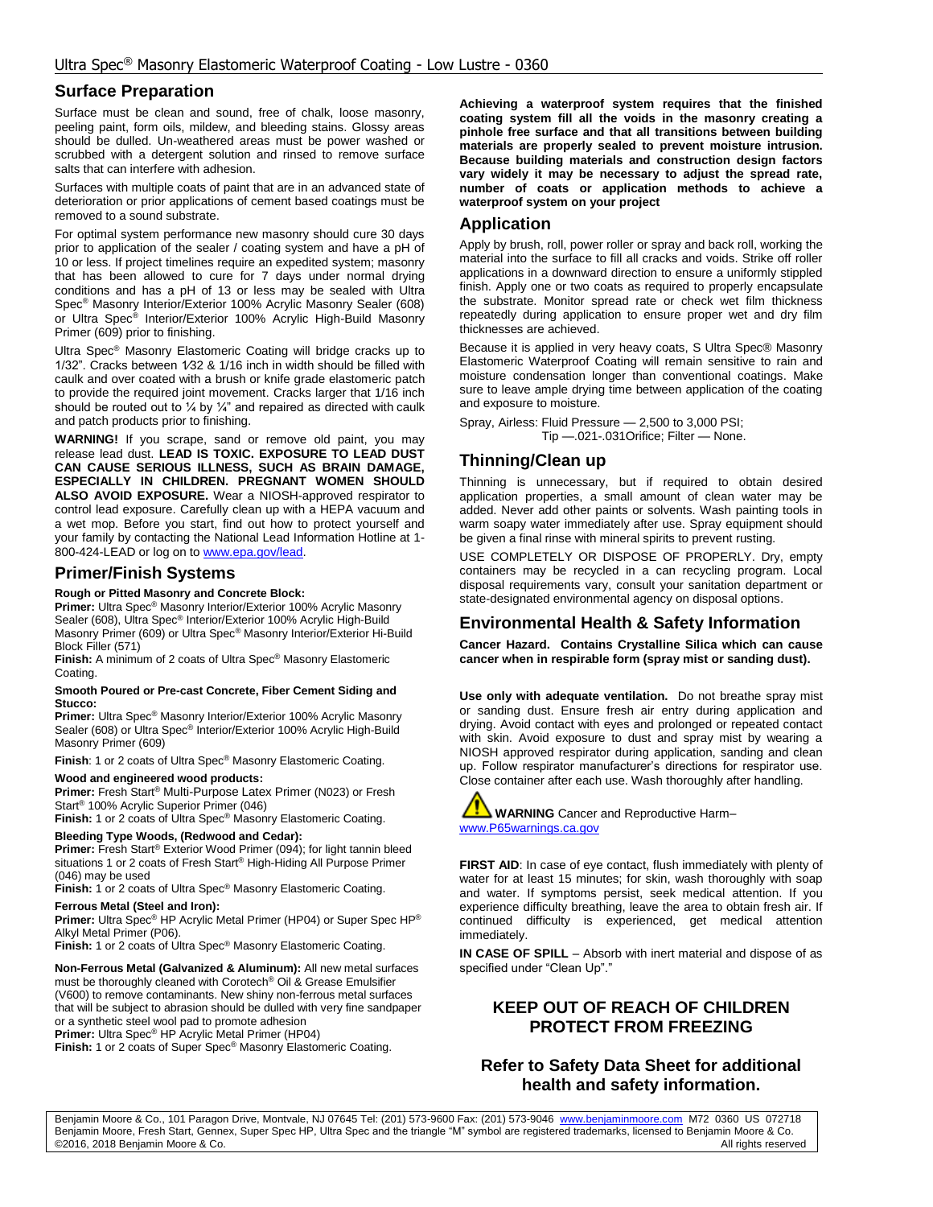## Surface Preparation

Surface must be clean and sound, free of chalk, loose masonry, peeling paint, form oils, mildew, and bleeding stains. Glossy areas should be dulled. Un-weathered areas must be power washed or scrubbed with a detergent solution and rinsed to remove surface salts that can interfere with adhesion.

Surfaces with multiple coats of paint that are in an advanced state of deterioration or prior applications of cement based coatings must be removed to a sound substrate.

For optimal system performance new masonry should cure 30 days prior to application of the sealer / coating system and have a pH of 10 or less. If project timelines require an expedited system; masonry that has been allowed to cure for 7 days under normal drying conditions and has a pH of 13 or less may be sealed with Ultra Spec® Masonry Interior/Exterior 100% Acrylic Masonry Sealer (608) or Ultra Spec® Interior/Exterior 100% Acrylic High-Build Masonry Primer (609) prior to finishing.

Ultra Spec® Masonry Elastomeric Coating will bridge cracks up to 1/32". Cracks between 1⁄32 & 1/16 inch in width should be filled with caulk and over coated with a brush or knife grade elastomeric patch to provide the required joint movement. Cracks larger that 1/16 inch should be routed out to ¼ by ¼" and repaired as directed with caulk and patch products prior to finishing.

**WARNING!** If you scrape, sand or remove old paint, you may release lead dust. **LEAD IS TOXIC. EXPOSURE TO LEAD DUST CAN CAUSE SERIOUS ILLNESS, SUCH AS BRAIN DAMAGE, ESPECIALLY IN CHILDREN. PREGNANT WOMEN SHOULD ALSO AVOID EXPOSURE.** Wear a NIOSH-approved respirator to control lead exposure. Carefully clean up with a HEPA vacuum and a wet mop. Before you start, find out how to protect yourself and your family by contacting the National Lead Information Hotline at 1-800-424-LEAD or log on to www.epa.gov/lead.

## Primer/Finish Systems

**Rough or Pitted Masonry and Concrete Block:**
**Primer:** Ultra Spec® Masonry Interior/Exterior 100% Acrylic Masonry Sealer (608), Ultra Spec® Interior/Exterior 100% Acrylic High-Build Masonry Primer (609) or Ultra Spec® Masonry Interior/Exterior Hi-Build Block Filler (571)
**Finish:** A minimum of 2 coats of Ultra Spec® Masonry Elastomeric Coating.

**Smooth Poured or Pre-cast Concrete, Fiber Cement Siding and Stucco:**
**Primer:** Ultra Spec® Masonry Interior/Exterior 100% Acrylic Masonry Sealer (608) or Ultra Spec® Interior/Exterior 100% Acrylic High-Build Masonry Primer (609)
**Finish**: 1 or 2 coats of Ultra Spec® Masonry Elastomeric Coating.

**Wood and engineered wood products:**
**Primer:** Fresh Start® Multi-Purpose Latex Primer (N023) or Fresh Start® 100% Acrylic Superior Primer (046)
**Finish:** 1 or 2 coats of Ultra Spec® Masonry Elastomeric Coating.

**Bleeding Type Woods, (Redwood and Cedar):**
**Primer:** Fresh Start® Exterior Wood Primer (094); for light tannin bleed situations 1 or 2 coats of Fresh Start® High-Hiding All Purpose Primer (046) may be used
**Finish:** 1 or 2 coats of Ultra Spec® Masonry Elastomeric Coating.

**Ferrous Metal (Steel and Iron):**
**Primer:** Ultra Spec® HP Acrylic Metal Primer (HP04) or Super Spec HP® Alkyl Metal Primer (P06).
**Finish:** 1 or 2 coats of Ultra Spec® Masonry Elastomeric Coating.

**Non-Ferrous Metal (Galvanized & Aluminum):** All new metal surfaces must be thoroughly cleaned with Corotech® Oil & Grease Emulsifier (V600) to remove contaminants. New shiny non-ferrous metal surfaces that will be subject to abrasion should be dulled with very fine sandpaper or a synthetic steel wool pad to promote adhesion
**Primer:** Ultra Spec® HP Acrylic Metal Primer (HP04)
**Finish:** 1 or 2 coats of Super Spec® Masonry Elastomeric Coating.

**Achieving a waterproof system requires that the finished coating system fill all the voids in the masonry creating a pinhole free surface and that all transitions between building materials are properly sealed to prevent moisture intrusion. Because building materials and construction design factors vary widely it may be necessary to adjust the spread rate, number of coats or application methods to achieve a waterproof system on your project**

## Application

Apply by brush, roll, power roller or spray and back roll, working the material into the surface to fill all cracks and voids. Strike off roller applications in a downward direction to ensure a uniformly stippled finish. Apply one or two coats as required to properly encapsulate the substrate. Monitor spread rate or check wet film thickness repeatedly during application to ensure proper wet and dry film thicknesses are achieved.

Because it is applied in very heavy coats, S Ultra Spec® Masonry Elastomeric Waterproof Coating will remain sensitive to rain and moisture condensation longer than conventional coatings. Make sure to leave ample drying time between application of the coating and exposure to moisture.

Spray, Airless: Fluid Pressure — 2,500 to 3,000 PSI;
Tip —.021-.031Orifice; Filter — None.

## Thinning/Clean up

Thinning is unnecessary, but if required to obtain desired application properties, a small amount of clean water may be added. Never add other paints or solvents. Wash painting tools in warm soapy water immediately after use. Spray equipment should be given a final rinse with mineral spirits to prevent rusting.

USE COMPLETELY OR DISPOSE OF PROPERLY. Dry, empty containers may be recycled in a can recycling program. Local disposal requirements vary, consult your sanitation department or state-designated environmental agency on disposal options.

## Environmental Health & Safety Information

**Cancer Hazard. Contains Crystalline Silica which can cause cancer when in respirable form (spray mist or sanding dust).**

**Use only with adequate ventilation.** Do not breathe spray mist or sanding dust. Ensure fresh air entry during application and drying. Avoid contact with eyes and prolonged or repeated contact with skin. Avoid exposure to dust and spray mist by wearing a NIOSH approved respirator during application, sanding and clean up. Follow respirator manufacturer's directions for respirator use. Close container after each use. Wash thoroughly after handling.

**WARNING** Cancer and Reproductive Harm– www.P65warnings.ca.gov

**FIRST AID**: In case of eye contact, flush immediately with plenty of water for at least 15 minutes; for skin, wash thoroughly with soap and water. If symptoms persist, seek medical attention. If you experience difficulty breathing, leave the area to obtain fresh air. If continued difficulty is experienced, get medical attention immediately.

**IN CASE OF SPILL** – Absorb with inert material and dispose of as specified under "Clean Up"."

**KEEP OUT OF REACH OF CHILDREN**
**PROTECT FROM FREEZING**

**Refer to Safety Data Sheet for additional health and safety information.**

Benjamin Moore & Co., 101 Paragon Drive, Montvale, NJ 07645 Tel: (201) 573-9600 Fax: (201) 573-9046 www.benjaminmoore.com M72 0360 US 072718
Benjamin Moore, Fresh Start, Gennex, Super Spec HP, Ultra Spec and the triangle "M" symbol are registered trademarks, licensed to Benjamin Moore & Co.
©2016, 2018 Benjamin Moore & Co. All rights reserved